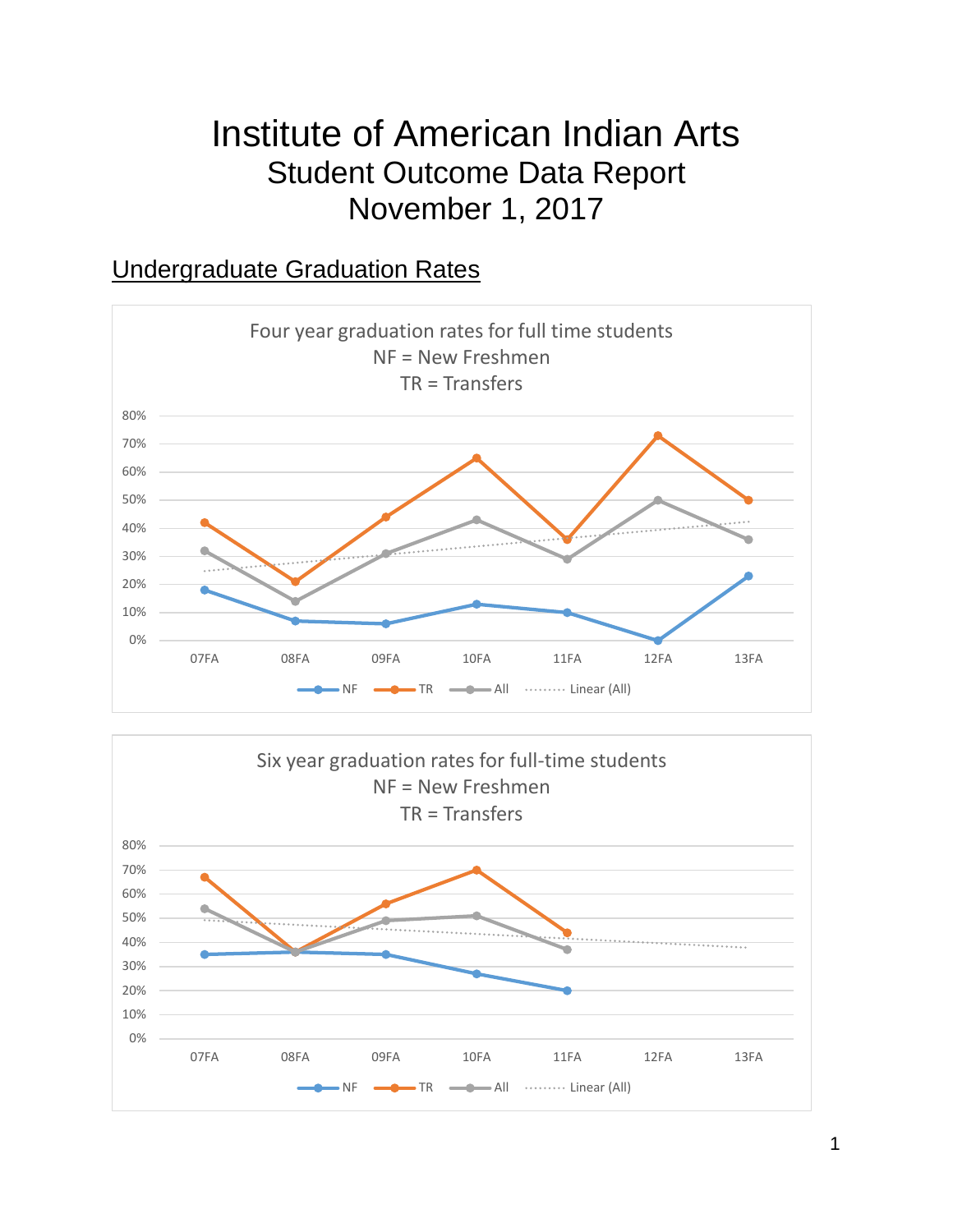# Institute of American Indian Arts

## Student Outcome Data Report

## November 1, 2017

### Undergraduate Graduation Rates

Four year graduation rates for full time students
NF = New Freshmen
TR = Transfers

80%
70%
60%
50%
40%
30%
20%
10%
0%

07FA 08FA 09FA 10FA 11FA 12FA 13FA

NF TR All Linear (All)

Six year graduation rates for full-time students
NF = New Freshmen
TR = Transfers

80%
70%
60%
50%
40%
30%
20%
10%
0%

07FA 08FA 09FA 10FA 11FA 12FA 13FA

NF TR All Linear (All)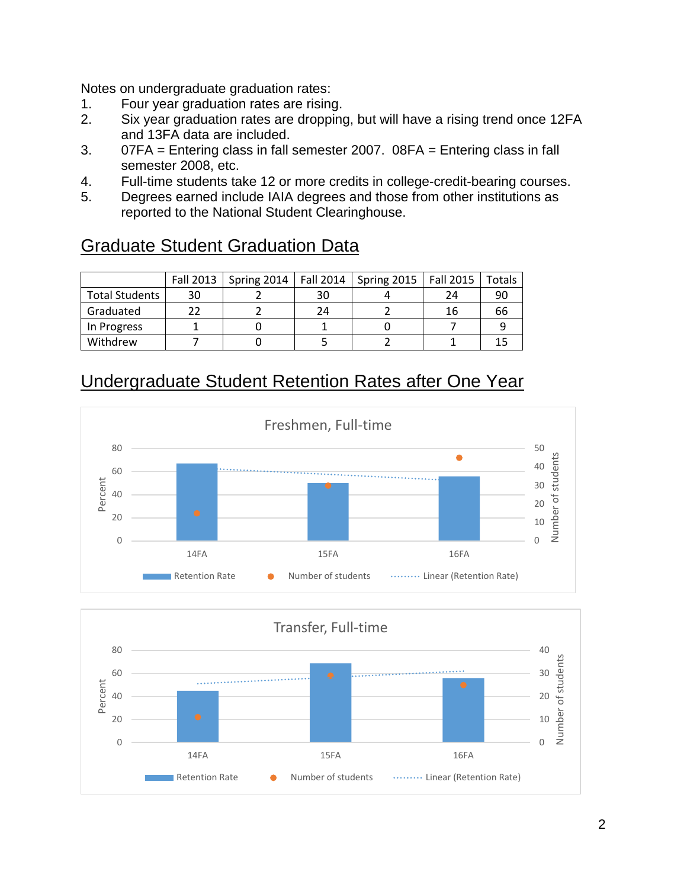Notes on undergraduate graduation rates:

1. Four year graduation rates are rising.
2. Six year graduation rates are dropping, but will have a rising trend once 12FA and 13FA data are included.
3. 07FA = Entering class in fall semester 2007. 08FA = Entering class in fall semester 2008, etc.
4. Full-time students take 12 or more credits in college-credit-bearing courses.
5. Degrees earned include IAIA degrees and those from other institutions as reported to the National Student Clearinghouse.

## Graduate Student Graduation Data

| | Fall 2013 | Spring 2014 | Fall 2014 | Spring 2015 | Fall 2015 | Totals |
|---|---|---|---|---|---|---|
| Total Students | 30 | 2 | 30 | 4 | 24 | 90 |
| Graduated | 22 | 2 | 24 | 2 | 16 | 66 |
| In Progress | 1 | 0 | 1 | 0 | 7 | 9 |
| Withdrew | 7 | 0 | 5 | 2 | 1 | 15 |

## Undergraduate Student Retention Rates after One Year

Freshmen, Full-time

Legend: Retention Rate; Number of students; Linear (Retention Rate)

Axes: Percent (0–80); Number of students (0–50); categories: 14FA, 15FA, 16FA

Transfer, Full-time

Legend: Retention Rate; Number of students; Linear (Retention Rate)

Axes: Percent (0–80); Number of students (0–40); categories: 14FA, 15FA, 16FA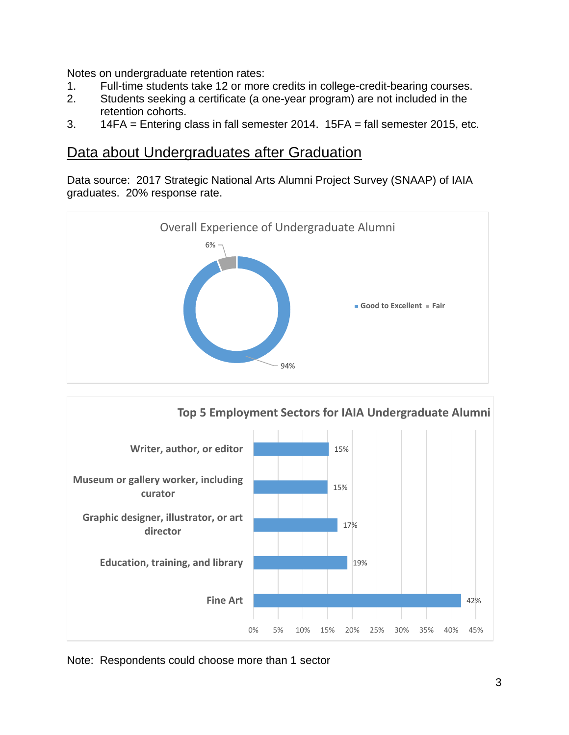Notes on undergraduate retention rates:

1. Full-time students take 12 or more credits in college-credit-bearing courses.
2. Students seeking a certificate (a one-year program) are not included in the retention cohorts.
3. 14FA = Entering class in fall semester 2014. 15FA = fall semester 2015, etc.

## Data about Undergraduates after Graduation

Data source: 2017 Strategic National Arts Alumni Project Survey (SNAAP) of IAIA graduates. 20% response rate.

**Overall Experience of Undergraduate Alumni**

| Rating | Percent |
|---|---|
| Good to Excellent | 94% |
| Fair | 6% |

**Top 5 Employment Sectors for IAIA Undergraduate Alumni**

| Sector | Percent |
|---|---|
| Writer, author, or editor | 15% |
| Museum or gallery worker, including curator | 15% |
| Graphic designer, illustrator, or art director | 17% |
| Education, training, and library | 19% |
| Fine Art | 42% |

Note: Respondents could choose more than 1 sector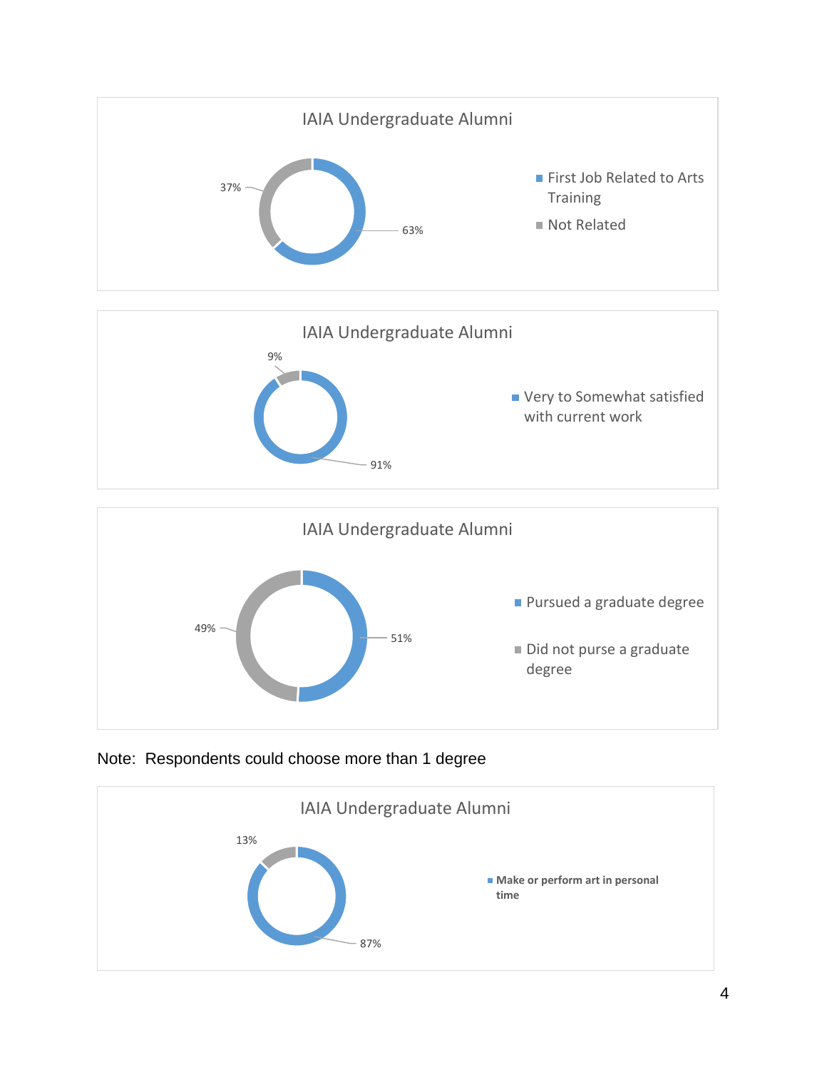IAIA Undergraduate Alumni

- First Job Related to Arts Training: 63%
- Not Related: 37%

IAIA Undergraduate Alumni

- Very to Somewhat satisfied with current work: 91%
- 9%

IAIA Undergraduate Alumni

- Pursued a graduate degree: 51%
- Did not purse a graduate degree: 49%

Note: Respondents could choose more than 1 degree

IAIA Undergraduate Alumni

- **Make or perform art in personal time**: 87%
- 13%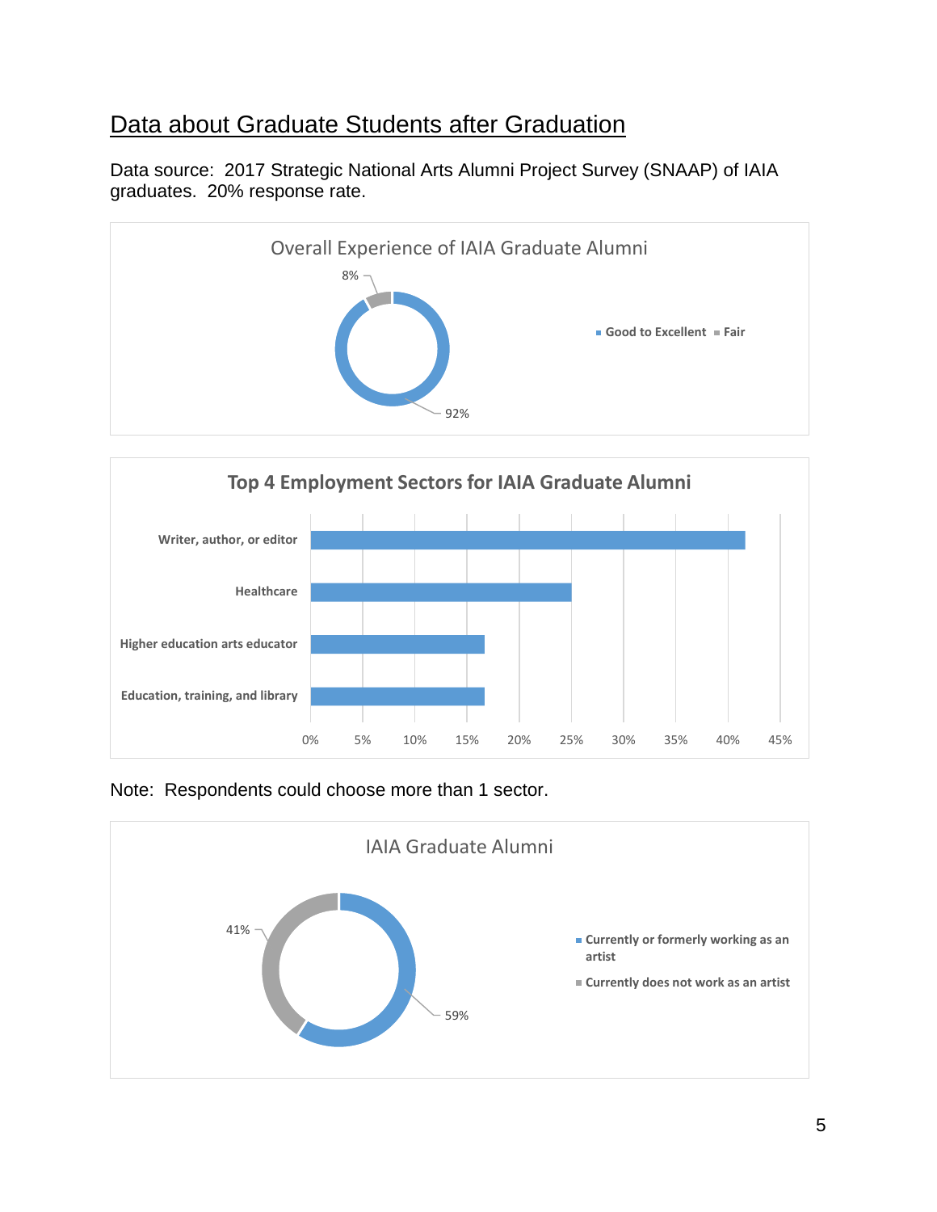## Data about Graduate Students after Graduation

Data source: 2017 Strategic National Arts Alumni Project Survey (SNAAP) of IAIA graduates. 20% response rate.

**Overall Experience of IAIA Graduate Alumni**

| Response | Percent |
|---|---|
| Good to Excellent | 92% |
| Fair | 8% |

**Top 4 Employment Sectors for IAIA Graduate Alumni**

| Sector | Percent (approx.) |
|---|---|
| Writer, author, or editor | ~42% |
| Healthcare | 25% |
| Higher education arts educator | ~17% |
| Education, training, and library | ~17% |

Note: Respondents could choose more than 1 sector.

**IAIA Graduate Alumni**

| Status | Percent |
|---|---|
| Currently or formerly working as an artist | 59% |
| Currently does not work as an artist | 41% |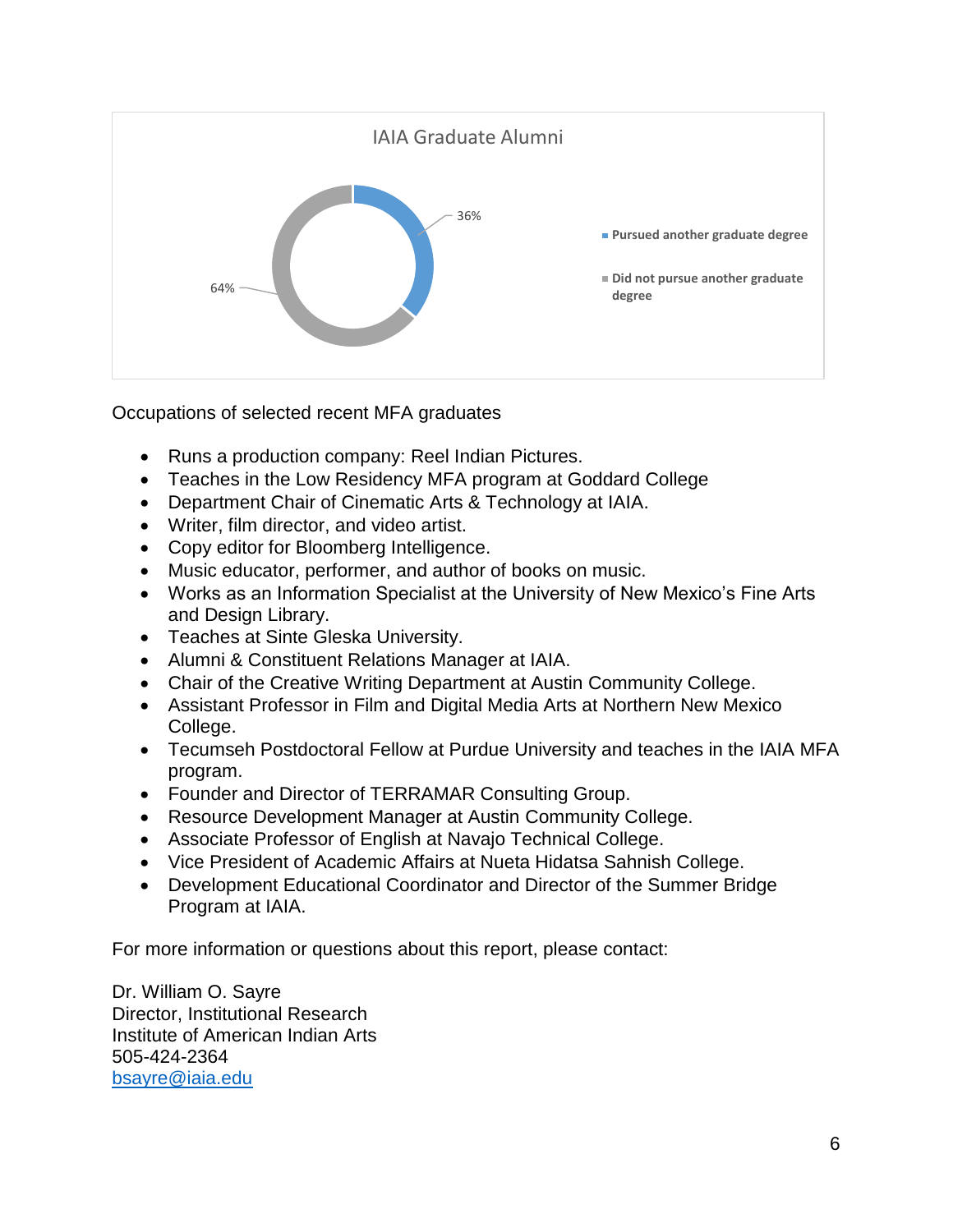IAIA Graduate Alumni

36%

64%

Pursued another graduate degree

Did not pursue another graduate degree

Occupations of selected recent MFA graduates

- Runs a production company: Reel Indian Pictures.
- Teaches in the Low Residency MFA program at Goddard College
- Department Chair of Cinematic Arts & Technology at IAIA.
- Writer, film director, and video artist.
- Copy editor for Bloomberg Intelligence.
- Music educator, performer, and author of books on music.
- Works as an Information Specialist at the University of New Mexico's Fine Arts and Design Library.
- Teaches at Sinte Gleska University.
- Alumni & Constituent Relations Manager at IAIA.
- Chair of the Creative Writing Department at Austin Community College.
- Assistant Professor in Film and Digital Media Arts at Northern New Mexico College.
- Tecumseh Postdoctoral Fellow at Purdue University and teaches in the IAIA MFA program.
- Founder and Director of TERRAMAR Consulting Group.
- Resource Development Manager at Austin Community College.
- Associate Professor of English at Navajo Technical College.
- Vice President of Academic Affairs at Nueta Hidatsa Sahnish College.
- Development Educational Coordinator and Director of the Summer Bridge Program at IAIA.

For more information or questions about this report, please contact:

Dr. William O. Sayre
Director, Institutional Research
Institute of American Indian Arts
505-424-2364
bsayre@iaia.edu